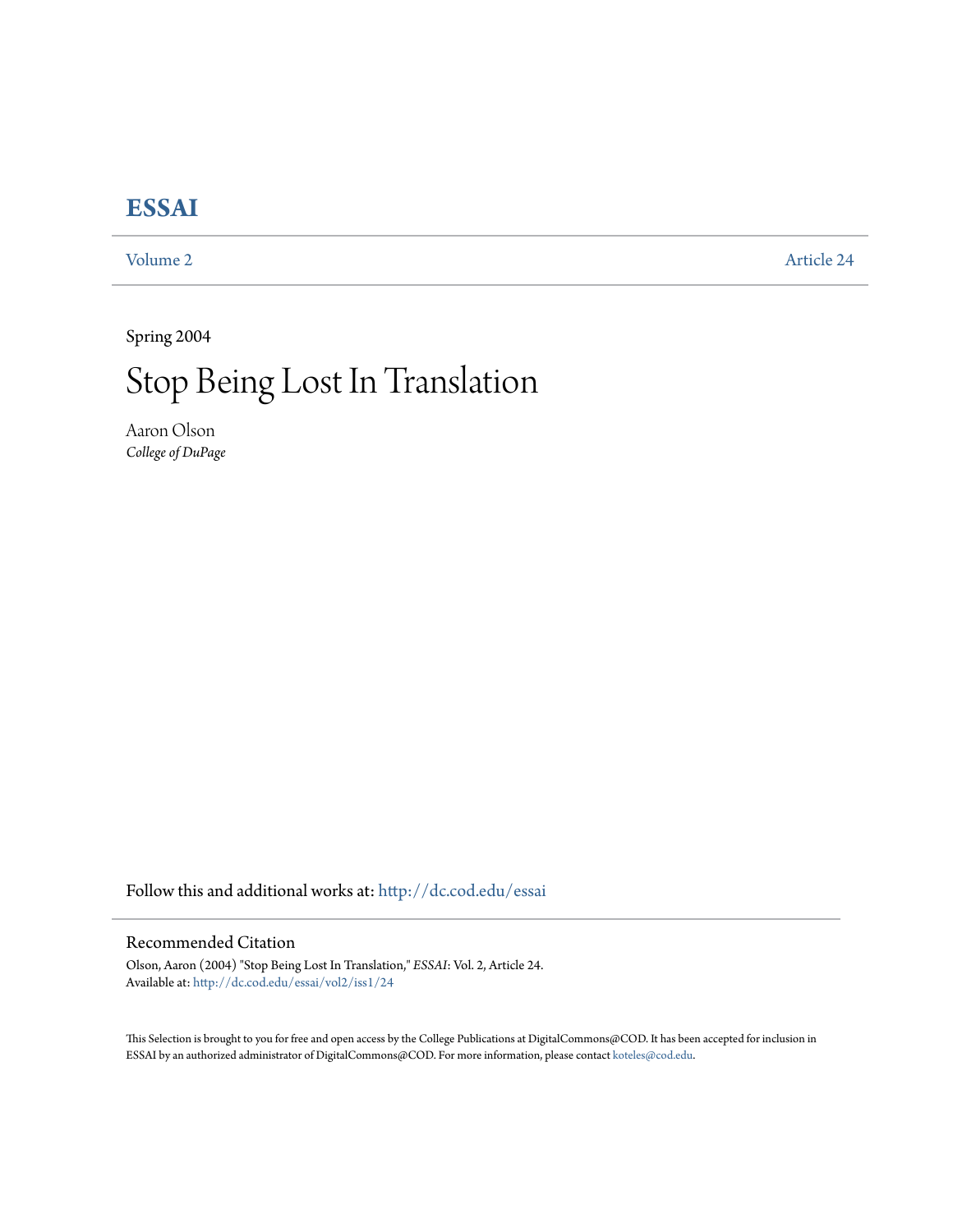# ESSAI

Volume 2 Article 24

Spring 2004

# Stop Being Lost In Translation

Aaron Olson
*College of DuPage*

Follow this and additional works at: http://dc.cod.edu/essai

## Recommended Citation

Olson, Aaron (2004) "Stop Being Lost In Translation," *ESSAI*: Vol. 2, Article 24.
Available at: http://dc.cod.edu/essai/vol2/iss1/24

This Selection is brought to you for free and open access by the College Publications at DigitalCommons@COD. It has been accepted for inclusion in ESSAI by an authorized administrator of DigitalCommons@COD. For more information, please contact koteles@cod.edu.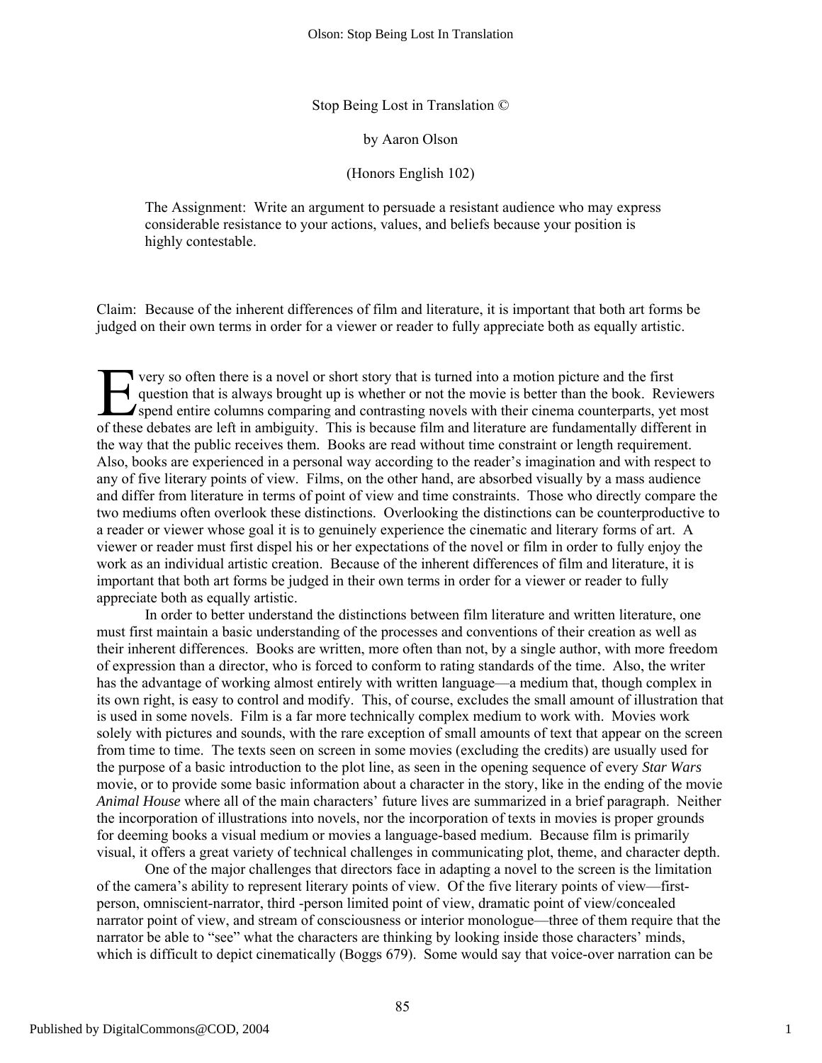Stop Being Lost in Translation ©

by Aaron Olson

(Honors English 102)

> The Assignment: Write an argument to persuade a resistant audience who may express considerable resistance to your actions, values, and beliefs because your position is highly contestable.

Claim: Because of the inherent differences of film and literature, it is important that both art forms be judged on their own terms in order for a viewer or reader to fully appreciate both as equally artistic.

Every so often there is a novel or short story that is turned into a motion picture and the first question that is always brought up is whether or not the movie is better than the book. Reviewers spend entire columns comparing and contrasting novels with their cinema counterparts, yet most of these debates are left in ambiguity. This is because film and literature are fundamentally different in the way that the public receives them. Books are read without time constraint or length requirement. Also, books are experienced in a personal way according to the reader's imagination and with respect to any of five literary points of view. Films, on the other hand, are absorbed visually by a mass audience and differ from literature in terms of point of view and time constraints. Those who directly compare the two mediums often overlook these distinctions. Overlooking the distinctions can be counterproductive to a reader or viewer whose goal it is to genuinely experience the cinematic and literary forms of art. A viewer or reader must first dispel his or her expectations of the novel or film in order to fully enjoy the work as an individual artistic creation. Because of the inherent differences of film and literature, it is important that both art forms be judged in their own terms in order for a viewer or reader to fully appreciate both as equally artistic.

In order to better understand the distinctions between film literature and written literature, one must first maintain a basic understanding of the processes and conventions of their creation as well as their inherent differences. Books are written, more often than not, by a single author, with more freedom of expression than a director, who is forced to conform to rating standards of the time. Also, the writer has the advantage of working almost entirely with written language—a medium that, though complex in its own right, is easy to control and modify. This, of course, excludes the small amount of illustration that is used in some novels. Film is a far more technically complex medium to work with. Movies work solely with pictures and sounds, with the rare exception of small amounts of text that appear on the screen from time to time. The texts seen on screen in some movies (excluding the credits) are usually used for the purpose of a basic introduction to the plot line, as seen in the opening sequence of every *Star Wars* movie, or to provide some basic information about a character in the story, like in the ending of the movie *Animal House* where all of the main characters' future lives are summarized in a brief paragraph. Neither the incorporation of illustrations into novels, nor the incorporation of texts in movies is proper grounds for deeming books a visual medium or movies a language-based medium. Because film is primarily visual, it offers a great variety of technical challenges in communicating plot, theme, and character depth.

One of the major challenges that directors face in adapting a novel to the screen is the limitation of the camera's ability to represent literary points of view. Of the five literary points of view—first-person, omniscient-narrator, third -person limited point of view, dramatic point of view/concealed narrator point of view, and stream of consciousness or interior monologue—three of them require that the narrator be able to "see" what the characters are thinking by looking inside those characters' minds, which is difficult to depict cinematically (Boggs 679). Some would say that voice-over narration can be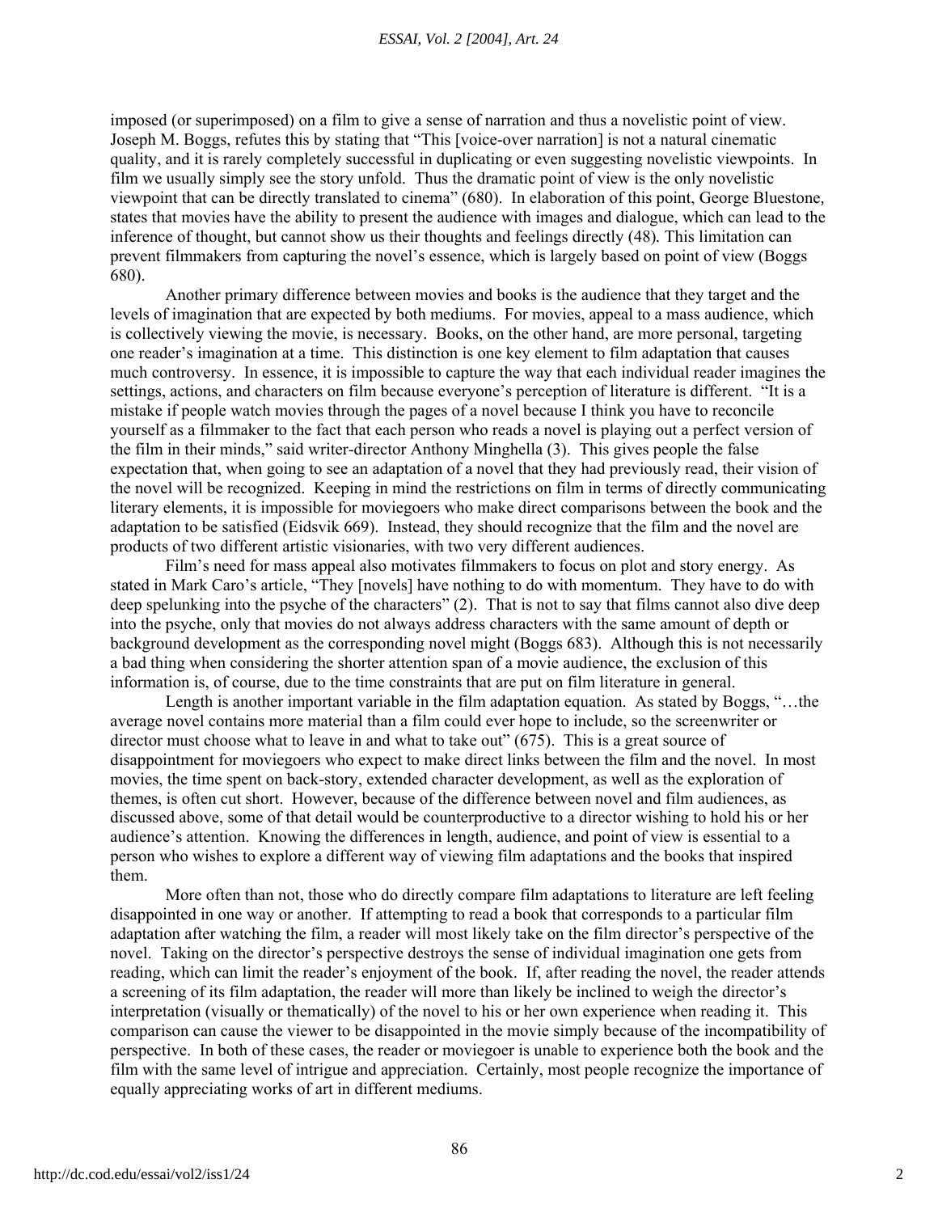imposed (or superimposed) on a film to give a sense of narration and thus a novelistic point of view. Joseph M. Boggs, refutes this by stating that "This [voice-over narration] is not a natural cinematic quality, and it is rarely completely successful in duplicating or even suggesting novelistic viewpoints. In film we usually simply see the story unfold. Thus the dramatic point of view is the only novelistic viewpoint that can be directly translated to cinema" (680). In elaboration of this point, George Bluestone, states that movies have the ability to present the audience with images and dialogue, which can lead to the inference of thought, but cannot show us their thoughts and feelings directly (48). This limitation can prevent filmmakers from capturing the novel's essence, which is largely based on point of view (Boggs 680).

Another primary difference between movies and books is the audience that they target and the levels of imagination that are expected by both mediums. For movies, appeal to a mass audience, which is collectively viewing the movie, is necessary. Books, on the other hand, are more personal, targeting one reader's imagination at a time. This distinction is one key element to film adaptation that causes much controversy. In essence, it is impossible to capture the way that each individual reader imagines the settings, actions, and characters on film because everyone's perception of literature is different. "It is a mistake if people watch movies through the pages of a novel because I think you have to reconcile yourself as a filmmaker to the fact that each person who reads a novel is playing out a perfect version of the film in their minds," said writer-director Anthony Minghella (3). This gives people the false expectation that, when going to see an adaptation of a novel that they had previously read, their vision of the novel will be recognized. Keeping in mind the restrictions on film in terms of directly communicating literary elements, it is impossible for moviegoers who make direct comparisons between the book and the adaptation to be satisfied (Eidsvik 669). Instead, they should recognize that the film and the novel are products of two different artistic visionaries, with two very different audiences.

Film's need for mass appeal also motivates filmmakers to focus on plot and story energy. As stated in Mark Caro's article, "They [novels] have nothing to do with momentum. They have to do with deep spelunking into the psyche of the characters" (2). That is not to say that films cannot also dive deep into the psyche, only that movies do not always address characters with the same amount of depth or background development as the corresponding novel might (Boggs 683). Although this is not necessarily a bad thing when considering the shorter attention span of a movie audience, the exclusion of this information is, of course, due to the time constraints that are put on film literature in general.

Length is another important variable in the film adaptation equation. As stated by Boggs, "…the average novel contains more material than a film could ever hope to include, so the screenwriter or director must choose what to leave in and what to take out" (675). This is a great source of disappointment for moviegoers who expect to make direct links between the film and the novel. In most movies, the time spent on back-story, extended character development, as well as the exploration of themes, is often cut short. However, because of the difference between novel and film audiences, as discussed above, some of that detail would be counterproductive to a director wishing to hold his or her audience's attention. Knowing the differences in length, audience, and point of view is essential to a person who wishes to explore a different way of viewing film adaptations and the books that inspired them.

More often than not, those who do directly compare film adaptations to literature are left feeling disappointed in one way or another. If attempting to read a book that corresponds to a particular film adaptation after watching the film, a reader will most likely take on the film director's perspective of the novel. Taking on the director's perspective destroys the sense of individual imagination one gets from reading, which can limit the reader's enjoyment of the book. If, after reading the novel, the reader attends a screening of its film adaptation, the reader will more than likely be inclined to weigh the director's interpretation (visually or thematically) of the novel to his or her own experience when reading it. This comparison can cause the viewer to be disappointed in the movie simply because of the incompatibility of perspective. In both of these cases, the reader or moviegoer is unable to experience both the book and the film with the same level of intrigue and appreciation. Certainly, most people recognize the importance of equally appreciating works of art in different mediums.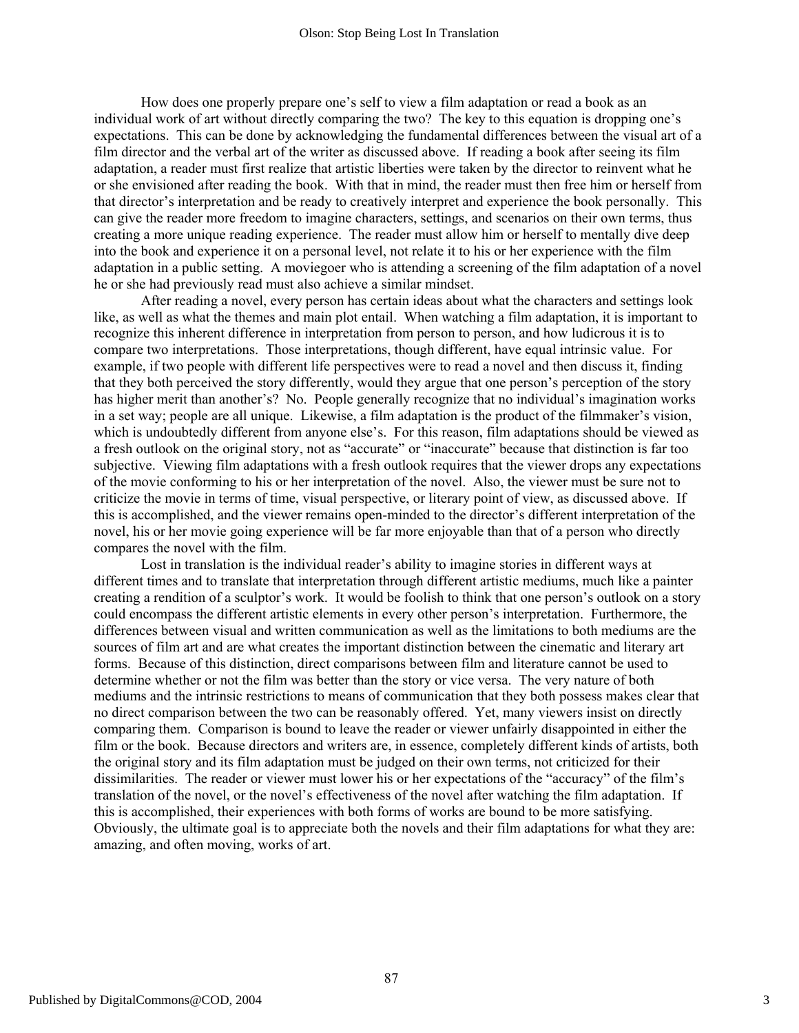How does one properly prepare one's self to view a film adaptation or read a book as an individual work of art without directly comparing the two? The key to this equation is dropping one's expectations. This can be done by acknowledging the fundamental differences between the visual art of a film director and the verbal art of the writer as discussed above. If reading a book after seeing its film adaptation, a reader must first realize that artistic liberties were taken by the director to reinvent what he or she envisioned after reading the book. With that in mind, the reader must then free him or herself from that director's interpretation and be ready to creatively interpret and experience the book personally. This can give the reader more freedom to imagine characters, settings, and scenarios on their own terms, thus creating a more unique reading experience. The reader must allow him or herself to mentally dive deep into the book and experience it on a personal level, not relate it to his or her experience with the film adaptation in a public setting. A moviegoer who is attending a screening of the film adaptation of a novel he or she had previously read must also achieve a similar mindset.

After reading a novel, every person has certain ideas about what the characters and settings look like, as well as what the themes and main plot entail. When watching a film adaptation, it is important to recognize this inherent difference in interpretation from person to person, and how ludicrous it is to compare two interpretations. Those interpretations, though different, have equal intrinsic value. For example, if two people with different life perspectives were to read a novel and then discuss it, finding that they both perceived the story differently, would they argue that one person's perception of the story has higher merit than another's? No. People generally recognize that no individual's imagination works in a set way; people are all unique. Likewise, a film adaptation is the product of the filmmaker's vision, which is undoubtedly different from anyone else's. For this reason, film adaptations should be viewed as a fresh outlook on the original story, not as "accurate" or "inaccurate" because that distinction is far too subjective. Viewing film adaptations with a fresh outlook requires that the viewer drops any expectations of the movie conforming to his or her interpretation of the novel. Also, the viewer must be sure not to criticize the movie in terms of time, visual perspective, or literary point of view, as discussed above. If this is accomplished, and the viewer remains open-minded to the director's different interpretation of the novel, his or her movie going experience will be far more enjoyable than that of a person who directly compares the novel with the film.

Lost in translation is the individual reader's ability to imagine stories in different ways at different times and to translate that interpretation through different artistic mediums, much like a painter creating a rendition of a sculptor's work. It would be foolish to think that one person's outlook on a story could encompass the different artistic elements in every other person's interpretation. Furthermore, the differences between visual and written communication as well as the limitations to both mediums are the sources of film art and are what creates the important distinction between the cinematic and literary art forms. Because of this distinction, direct comparisons between film and literature cannot be used to determine whether or not the film was better than the story or vice versa. The very nature of both mediums and the intrinsic restrictions to means of communication that they both possess makes clear that no direct comparison between the two can be reasonably offered. Yet, many viewers insist on directly comparing them. Comparison is bound to leave the reader or viewer unfairly disappointed in either the film or the book. Because directors and writers are, in essence, completely different kinds of artists, both the original story and its film adaptation must be judged on their own terms, not criticized for their dissimilarities. The reader or viewer must lower his or her expectations of the "accuracy" of the film's translation of the novel, or the novel's effectiveness of the novel after watching the film adaptation. If this is accomplished, their experiences with both forms of works are bound to be more satisfying. Obviously, the ultimate goal is to appreciate both the novels and their film adaptations for what they are: amazing, and often moving, works of art.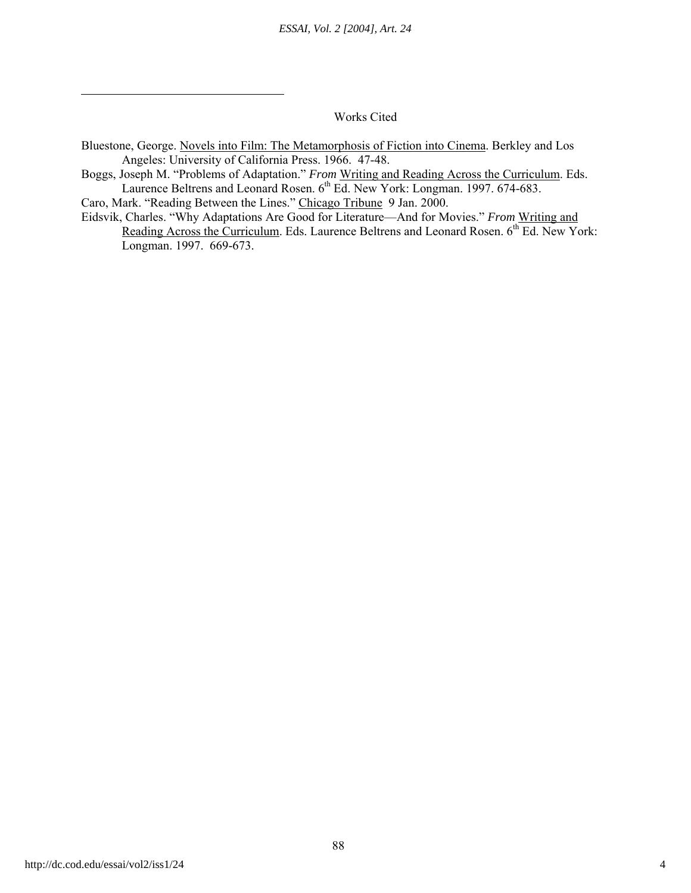## Works Cited

Bluestone, George. Novels into Film: The Metamorphosis of Fiction into Cinema. Berkley and Los Angeles: University of California Press. 1966. 47-48.

Boggs, Joseph M. "Problems of Adaptation." *From* Writing and Reading Across the Curriculum. Eds. Laurence Beltrens and Leonard Rosen. 6th Ed. New York: Longman. 1997. 674-683.

Caro, Mark. "Reading Between the Lines." Chicago Tribune 9 Jan. 2000.

Eidsvik, Charles. "Why Adaptations Are Good for Literature—And for Movies." *From* Writing and Reading Across the Curriculum. Eds. Laurence Beltrens and Leonard Rosen. 6th Ed. New York: Longman. 1997. 669-673.